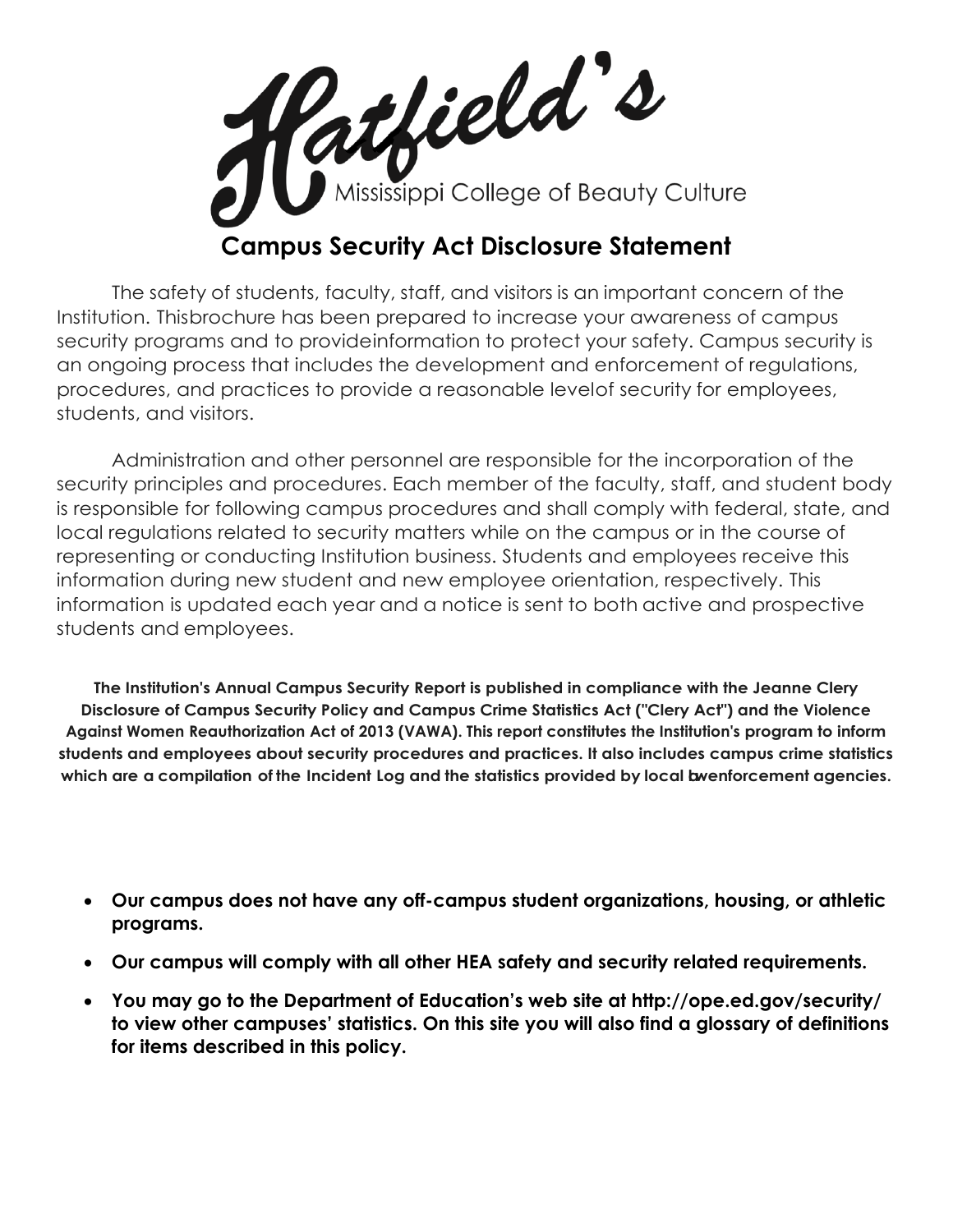# Hatfield's

Mississippi College of Beauty Culture

## Campus Security Act Disclosure Statement

The safety of students, faculty, staff, and visitors is an important concern of the Institution. Thisbrochure has been prepared to increase your awareness of campus security programs and to provideinformation to protect your safety. Campus security is an ongoing process that includes the development and enforcement of regulations, procedures, and practices to provide a reasonable levelof security for employees, students, and visitors.

Administration and other personnel are responsible for the incorporation of the security principles and procedures. Each member of the faculty, staff, and student body is responsible for following campus procedures and shall comply with federal, state, and local regulations related to security matters while on the campus or in the course of representing or conducting Institution business. Students and employees receive this information during new student and new employee orientation, respectively. This information is updated each year and a notice is sent to both active and prospective students and employees.

**The Institution's Annual Campus Security Report is published in compliance with the Jeanne Clery Disclosure of Campus Security Policy and Campus Crime Statistics Act ("Clery Act") and the Violence Against Women Reauthorization Act of 2013 (VAWA). This report constitutes the Institution's program to inform students and employees about security procedures and practices. It also includes campus crime statistics which are a compilation of the Incident Log and the statistics provided by local lawenforcement agencies.**

- **Our campus does not have any off-campus student organizations, housing, or athletic programs.**
- **Our campus will comply with all other HEA safety and security related requirements.**
- **You may go to the Department of Education's web site at http://ope.ed.gov/security/ to view other campuses' statistics. On this site you will also find a glossary of definitions for items described in this policy.**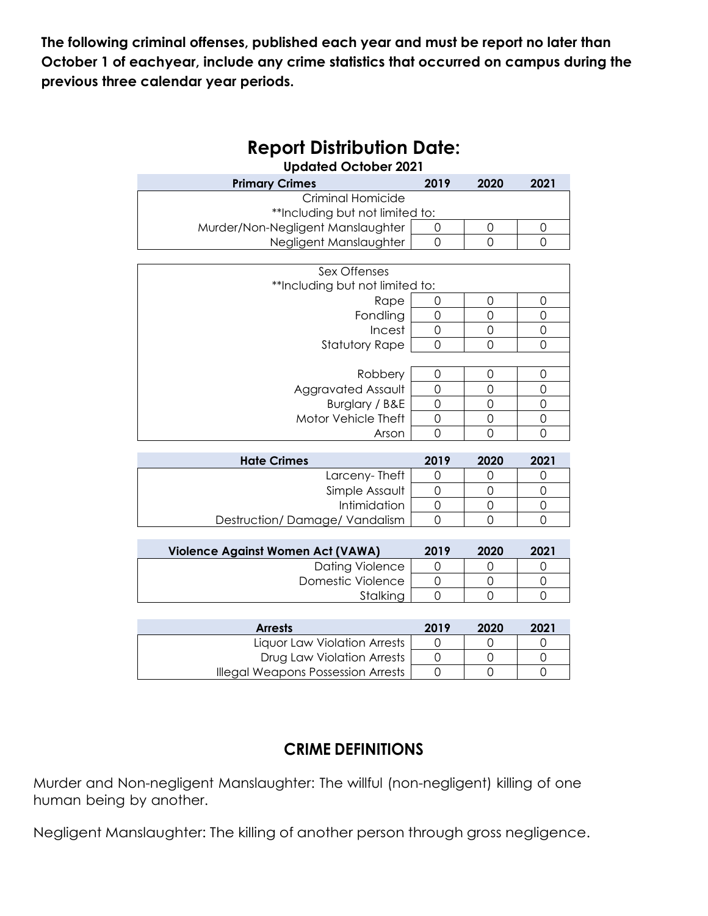**The following criminal offenses, published each year and must be report no later than October 1 of eachyear, include any crime statistics that occurred on campus during the previous three calendar year periods.**

# Report Distribution Date:

**Updated October 2021**

| Primary Crimes | 2019 | 2020 | 2021 |
|---|---|---|---|
| Criminal Homicide | | | |
| **Including but not limited to: | | | |
| Murder/Non-Negligent Manslaughter | 0 | 0 | 0 |
| Negligent Manslaughter | 0 | 0 | 0 |
| Sex Offenses | | | |
| **Including but not limited to: | | | |
| Rape | 0 | 0 | 0 |
| Fondling | 0 | 0 | 0 |
| Incest | 0 | 0 | 0 |
| Statutory Rape | 0 | 0 | 0 |
| Robbery | 0 | 0 | 0 |
| Aggravated Assault | 0 | 0 | 0 |
| Burglary / B&E | 0 | 0 | 0 |
| Motor Vehicle Theft | 0 | 0 | 0 |
| Arson | 0 | 0 | 0 |

| Hate Crimes | 2019 | 2020 | 2021 |
|---|---|---|---|
| Larceny- Theft | 0 | 0 | 0 |
| Simple Assault | 0 | 0 | 0 |
| Intimidation | 0 | 0 | 0 |
| Destruction/ Damage/ Vandalism | 0 | 0 | 0 |

| Violence Against Women Act (VAWA) | 2019 | 2020 | 2021 |
|---|---|---|---|
| Dating Violence | 0 | 0 | 0 |
| Domestic Violence | 0 | 0 | 0 |
| Stalking | 0 | 0 | 0 |

| Arrests | 2019 | 2020 | 2021 |
|---|---|---|---|
| Liquor Law Violation Arrests | 0 | 0 | 0 |
| Drug Law Violation Arrests | 0 | 0 | 0 |
| Illegal Weapons Possession Arrests | 0 | 0 | 0 |

## CRIME DEFINITIONS

Murder and Non-negligent Manslaughter: The willful (non-negligent) killing of one human being by another.

Negligent Manslaughter: The killing of another person through gross negligence.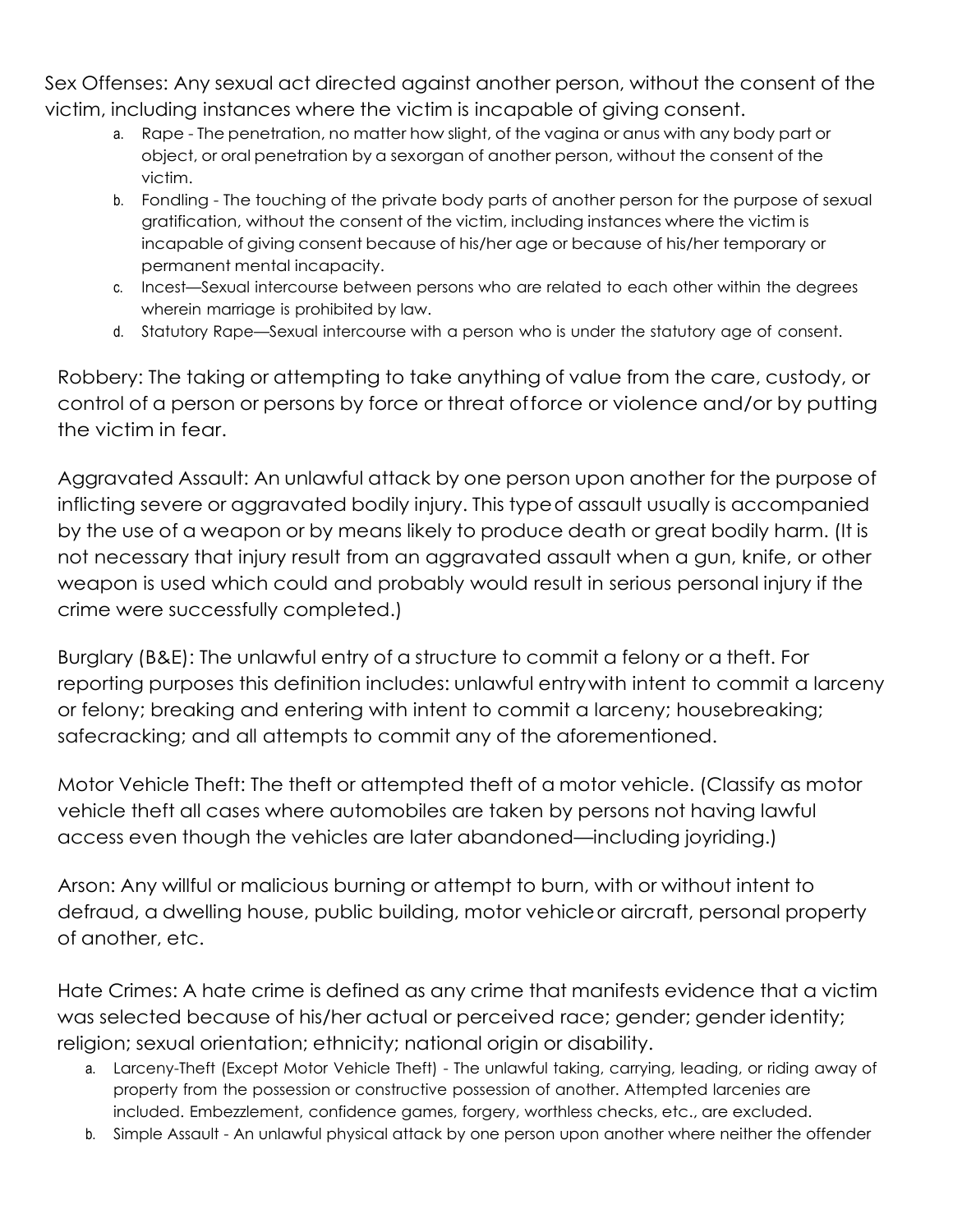Sex Offenses: Any sexual act directed against another person, without the consent of the victim, including instances where the victim is incapable of giving consent.

a. Rape - The penetration, no matter how slight, of the vagina or anus with any body part or object, or oral penetration by a sexorgan of another person, without the consent of the victim.
b. Fondling - The touching of the private body parts of another person for the purpose of sexual gratification, without the consent of the victim, including instances where the victim is incapable of giving consent because of his/her age or because of his/her temporary or permanent mental incapacity.
c. Incest—Sexual intercourse between persons who are related to each other within the degrees wherein marriage is prohibited by law.
d. Statutory Rape—Sexual intercourse with a person who is under the statutory age of consent.

Robbery: The taking or attempting to take anything of value from the care, custody, or control of a person or persons by force or threat offorce or violence and/or by putting the victim in fear.

Aggravated Assault: An unlawful attack by one person upon another for the purpose of inflicting severe or aggravated bodily injury. This typeof assault usually is accompanied by the use of a weapon or by means likely to produce death or great bodily harm. (It is not necessary that injury result from an aggravated assault when a gun, knife, or other weapon is used which could and probably would result in serious personal injury if the crime were successfully completed.)

Burglary (B&E): The unlawful entry of a structure to commit a felony or a theft. For reporting purposes this definition includes: unlawful entrywith intent to commit a larceny or felony; breaking and entering with intent to commit a larceny; housebreaking; safecracking; and all attempts to commit any of the aforementioned.

Motor Vehicle Theft: The theft or attempted theft of a motor vehicle. (Classify as motor vehicle theft all cases where automobiles are taken by persons not having lawful access even though the vehicles are later abandoned—including joyriding.)

Arson: Any willful or malicious burning or attempt to burn, with or without intent to defraud, a dwelling house, public building, motor vehicleor aircraft, personal property of another, etc.

Hate Crimes: A hate crime is defined as any crime that manifests evidence that a victim was selected because of his/her actual or perceived race; gender; gender identity; religion; sexual orientation; ethnicity; national origin or disability.

a. Larceny-Theft (Except Motor Vehicle Theft) - The unlawful taking, carrying, leading, or riding away of property from the possession or constructive possession of another. Attempted larcenies are included. Embezzlement, confidence games, forgery, worthless checks, etc., are excluded.
b. Simple Assault - An unlawful physical attack by one person upon another where neither the offender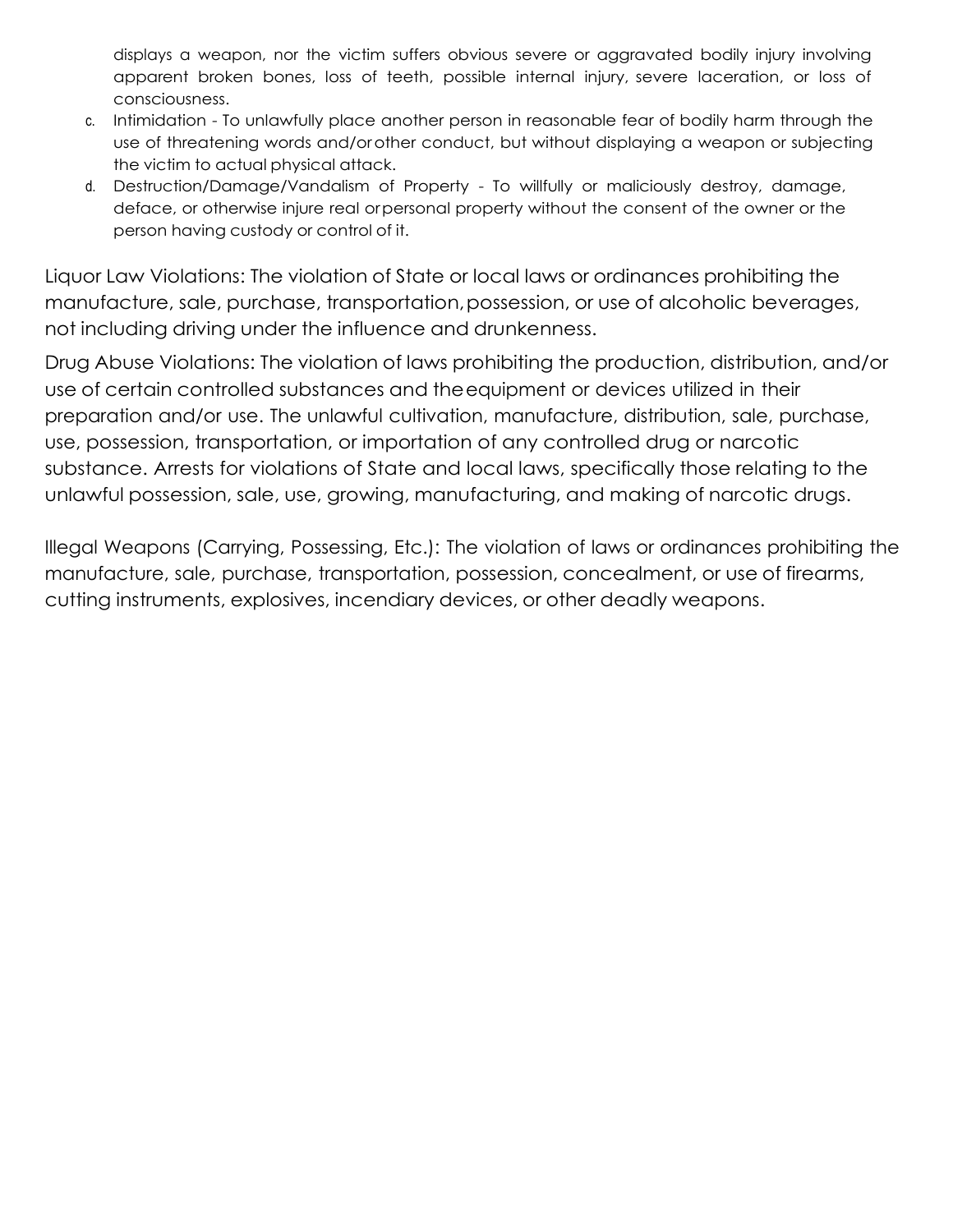displays a weapon, nor the victim suffers obvious severe or aggravated bodily injury involving apparent broken bones, loss of teeth, possible internal injury, severe laceration, or loss of consciousness.

c. Intimidation - To unlawfully place another person in reasonable fear of bodily harm through the use of threatening words and/or other conduct, but without displaying a weapon or subjecting the victim to actual physical attack.
d. Destruction/Damage/Vandalism of Property - To willfully or maliciously destroy, damage, deface, or otherwise injure real or personal property without the consent of the owner or the person having custody or control of it.

Liquor Law Violations: The violation of State or local laws or ordinances prohibiting the manufacture, sale, purchase, transportation, possession, or use of alcoholic beverages, not including driving under the influence and drunkenness.

Drug Abuse Violations: The violation of laws prohibiting the production, distribution, and/or use of certain controlled substances and the equipment or devices utilized in their preparation and/or use. The unlawful cultivation, manufacture, distribution, sale, purchase, use, possession, transportation, or importation of any controlled drug or narcotic substance. Arrests for violations of State and local laws, specifically those relating to the unlawful possession, sale, use, growing, manufacturing, and making of narcotic drugs.

Illegal Weapons (Carrying, Possessing, Etc.): The violation of laws or ordinances prohibiting the manufacture, sale, purchase, transportation, possession, concealment, or use of firearms, cutting instruments, explosives, incendiary devices, or other deadly weapons.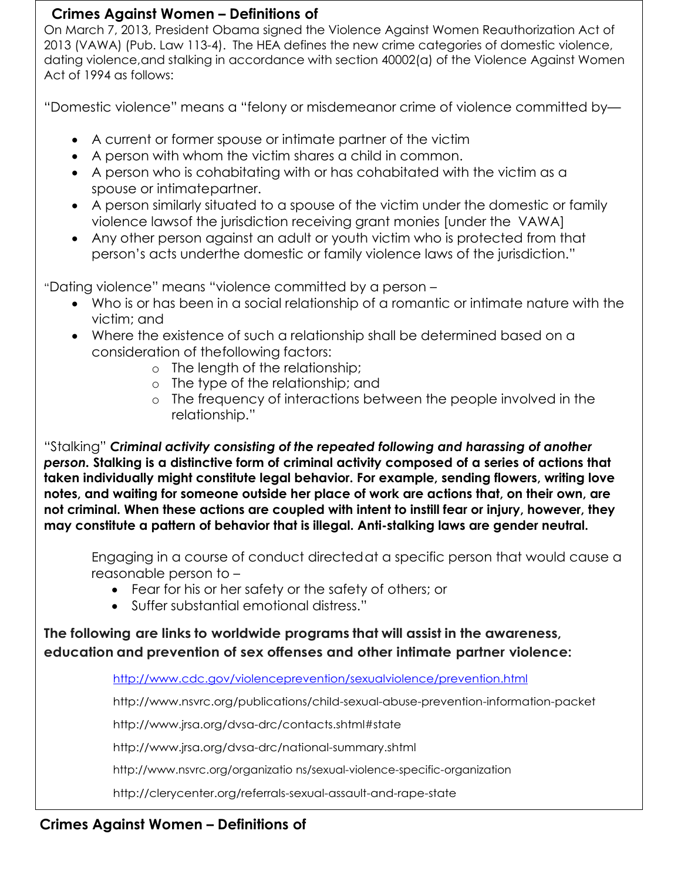## Crimes Against Women – Definitions of

On March 7, 2013, President Obama signed the Violence Against Women Reauthorization Act of 2013 (VAWA) (Pub. Law 113-4). The HEA defines the new crime categories of domestic violence, dating violence,and stalking in accordance with section 40002(a) of the Violence Against Women Act of 1994 as follows:

"Domestic violence" means a "felony or misdemeanor crime of violence committed by—

- A current or former spouse or intimate partner of the victim
- A person with whom the victim shares a child in common.
- A person who is cohabitating with or has cohabitated with the victim as a spouse or intimatepartner.
- A person similarly situated to a spouse of the victim under the domestic or family violence lawsof the jurisdiction receiving grant monies [under the VAWA]
- Any other person against an adult or youth victim who is protected from that person's acts underthe domestic or family violence laws of the jurisdiction."

"Dating violence" means "violence committed by a person –

- Who is or has been in a social relationship of a romantic or intimate nature with the victim; and
- Where the existence of such a relationship shall be determined based on a consideration of thefollowing factors:
  - The length of the relationship;
  - The type of the relationship; and
  - The frequency of interactions between the people involved in the relationship."

"Stalking" ***Criminal activity consisting of the repeated following and harassing of another person.*** **Stalking is a distinctive form of criminal activity composed of a series of actions that taken individually might constitute legal behavior. For example, sending flowers, writing love notes, and waiting for someone outside her place of work are actions that, on their own, are not criminal. When these actions are coupled with intent to instill fear or injury, however, they may constitute a pattern of behavior that is illegal. Anti-stalking laws are gender neutral.**

Engaging in a course of conduct directedat a specific person that would cause a reasonable person to –

- Fear for his or her safety or the safety of others; or
- Suffer substantial emotional distress."

**The following are links to worldwide programs that will assist in the awareness, education and prevention of sex offenses and other intimate partner violence:**

http://www.cdc.gov/violenceprevention/sexualviolence/prevention.html

http://www.nsvrc.org/publications/child-sexual-abuse-prevention-information-packet

http://www.jrsa.org/dvsa-drc/contacts.shtml#state

http://www.jrsa.org/dvsa-drc/national-summary.shtml

http://www.nsvrc.org/organizatio ns/sexual-violence-specific-organization

http://clerycenter.org/referrals-sexual-assault-and-rape-state

## Crimes Against Women – Definitions of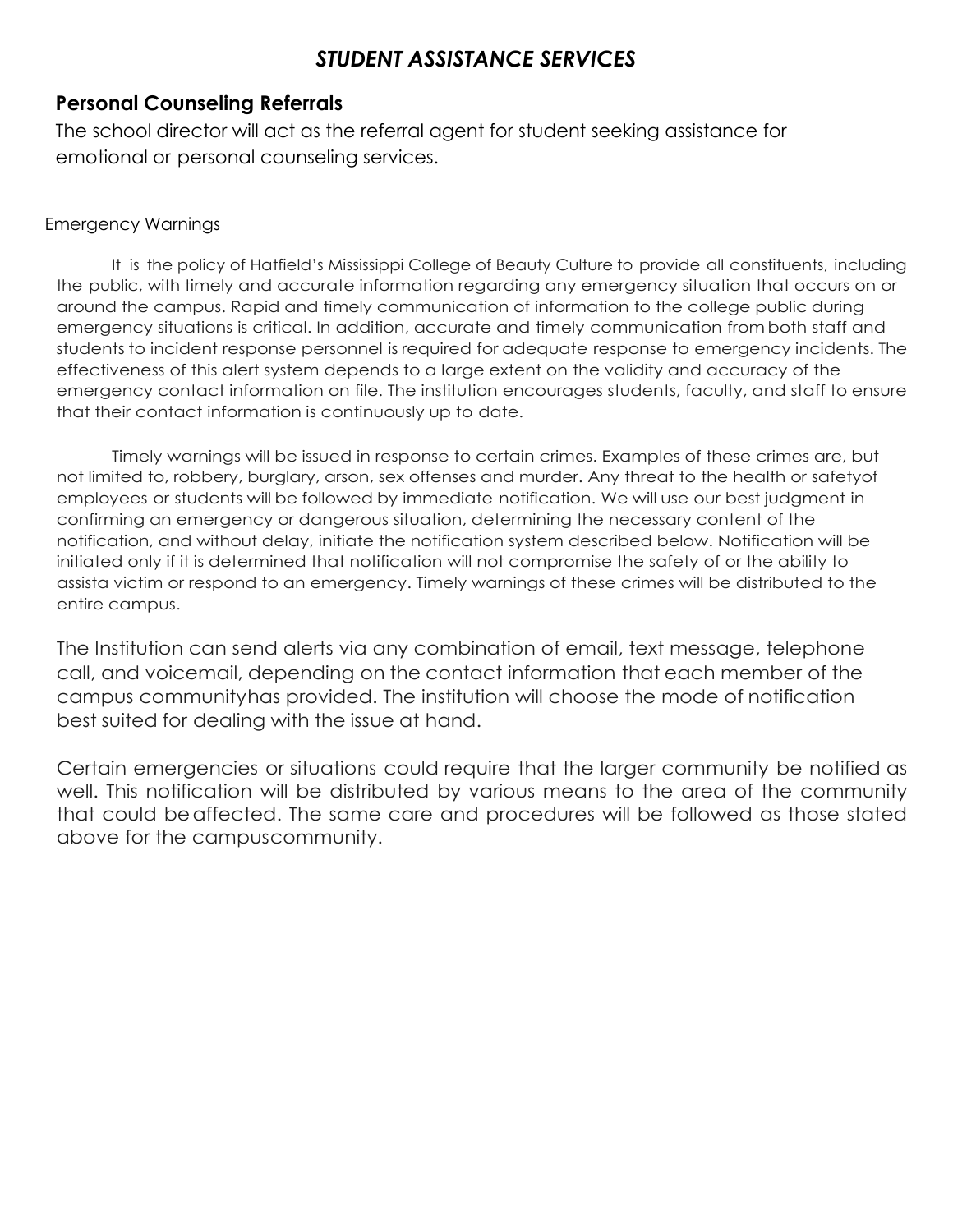## *STUDENT ASSISTANCE SERVICES*

### Personal Counseling Referrals

The school director will act as the referral agent for student seeking assistance for emotional or personal counseling services.

Emergency Warnings

It is the policy of Hatfield's Mississippi College of Beauty Culture to provide all constituents, including the public, with timely and accurate information regarding any emergency situation that occurs on or around the campus. Rapid and timely communication of information to the college public during emergency situations is critical. In addition, accurate and timely communication from both staff and students to incident response personnel is required for adequate response to emergency incidents. The effectiveness of this alert system depends to a large extent on the validity and accuracy of the emergency contact information on file. The institution encourages students, faculty, and staff to ensure that their contact information is continuously up to date.

Timely warnings will be issued in response to certain crimes. Examples of these crimes are, but not limited to, robbery, burglary, arson, sex offenses and murder. Any threat to the health or safetyof employees or students will be followed by immediate notification. We will use our best judgment in confirming an emergency or dangerous situation, determining the necessary content of the notification, and without delay, initiate the notification system described below. Notification will be initiated only if it is determined that notification will not compromise the safety of or the ability to assista victim or respond to an emergency. Timely warnings of these crimes will be distributed to the entire campus.

The Institution can send alerts via any combination of email, text message, telephone call, and voicemail, depending on the contact information that each member of the campus communityhas provided. The institution will choose the mode of notification best suited for dealing with the issue at hand.

Certain emergencies or situations could require that the larger community be notified as well. This notification will be distributed by various means to the area of the community that could be affected. The same care and procedures will be followed as those stated above for the campuscommunity.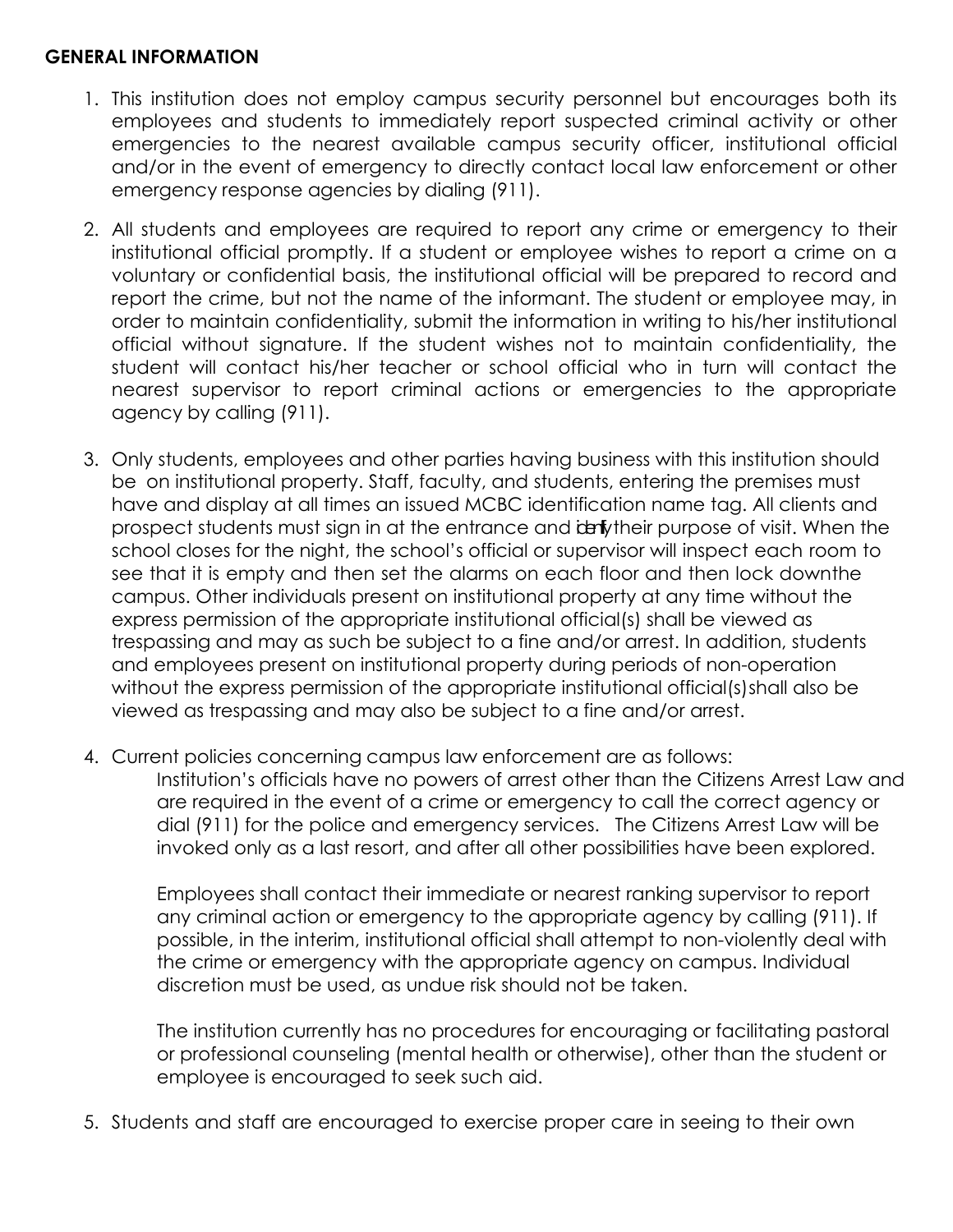## GENERAL INFORMATION

1. This institution does not employ campus security personnel but encourages both its employees and students to immediately report suspected criminal activity or other emergencies to the nearest available campus security officer, institutional official and/or in the event of emergency to directly contact local law enforcement or other emergency response agencies by dialing (911).

2. All students and employees are required to report any crime or emergency to their institutional official promptly. If a student or employee wishes to report a crime on a voluntary or confidential basis, the institutional official will be prepared to record and report the crime, but not the name of the informant. The student or employee may, in order to maintain confidentiality, submit the information in writing to his/her institutional official without signature. If the student wishes not to maintain confidentiality, the student will contact his/her teacher or school official who in turn will contact the nearest supervisor to report criminal actions or emergencies to the appropriate agency by calling (911).

3. Only students, employees and other parties having business with this institution should be on institutional property. Staff, faculty, and students, entering the premises must have and display at all times an issued MCBC identification name tag. All clients and prospect students must sign in at the entrance and identify their purpose of visit. When the school closes for the night, the school's official or supervisor will inspect each room to see that it is empty and then set the alarms on each floor and then lock downthe campus. Other individuals present on institutional property at any time without the express permission of the appropriate institutional official(s) shall be viewed as trespassing and may as such be subject to a fine and/or arrest. In addition, students and employees present on institutional property during periods of non-operation without the express permission of the appropriate institutional official(s)shall also be viewed as trespassing and may also be subject to a fine and/or arrest.

4. Current policies concerning campus law enforcement are as follows:

   Institution's officials have no powers of arrest other than the Citizens Arrest Law and are required in the event of a crime or emergency to call the correct agency or dial (911) for the police and emergency services. The Citizens Arrest Law will be invoked only as a last resort, and after all other possibilities have been explored.

   Employees shall contact their immediate or nearest ranking supervisor to report any criminal action or emergency to the appropriate agency by calling (911). If possible, in the interim, institutional official shall attempt to non-violently deal with the crime or emergency with the appropriate agency on campus. Individual discretion must be used, as undue risk should not be taken.

   The institution currently has no procedures for encouraging or facilitating pastoral or professional counseling (mental health or otherwise), other than the student or employee is encouraged to seek such aid.

5. Students and staff are encouraged to exercise proper care in seeing to their own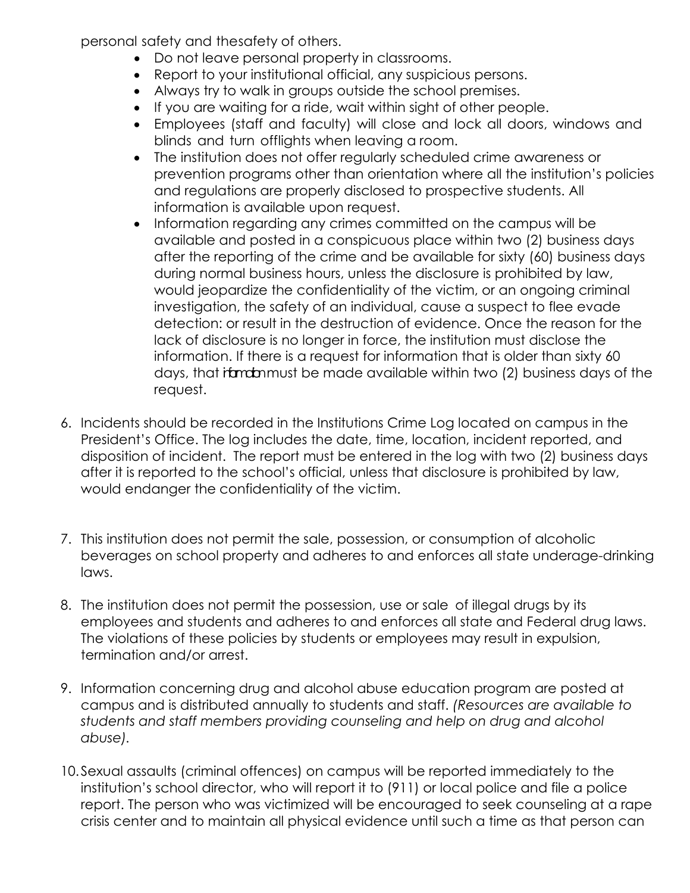personal safety and thesafety of others.

- Do not leave personal property in classrooms.
- Report to your institutional official, any suspicious persons.
- Always try to walk in groups outside the school premises.
- If you are waiting for a ride, wait within sight of other people.
- Employees (staff and faculty) will close and lock all doors, windows and blinds and turn offlights when leaving a room.
- The institution does not offer regularly scheduled crime awareness or prevention programs other than orientation where all the institution's policies and regulations are properly disclosed to prospective students. All information is available upon request.
- Information regarding any crimes committed on the campus will be available and posted in a conspicuous place within two (2) business days after the reporting of the crime and be available for sixty (60) business days during normal business hours, unless the disclosure is prohibited by law, would jeopardize the confidentiality of the victim, or an ongoing criminal investigation, the safety of an individual, cause a suspect to flee evade detection: or result in the destruction of evidence. Once the reason for the lack of disclosure is no longer in force, the institution must disclose the information. If there is a request for information that is older than sixty 60 days, that information must be made available within two (2) business days of the request.

6. Incidents should be recorded in the Institutions Crime Log located on campus in the President's Office. The log includes the date, time, location, incident reported, and disposition of incident. The report must be entered in the log with two (2) business days after it is reported to the school's official, unless that disclosure is prohibited by law, would endanger the confidentiality of the victim.

7. This institution does not permit the sale, possession, or consumption of alcoholic beverages on school property and adheres to and enforces all state underage-drinking laws.

8. The institution does not permit the possession, use or sale of illegal drugs by its employees and students and adheres to and enforces all state and Federal drug laws. The violations of these policies by students or employees may result in expulsion, termination and/or arrest.

9. Information concerning drug and alcohol abuse education program are posted at campus and is distributed annually to students and staff. *(Resources are available to students and staff members providing counseling and help on drug and alcohol abuse).*

10. Sexual assaults (criminal offences) on campus will be reported immediately to the institution's school director, who will report it to (911) or local police and file a police report. The person who was victimized will be encouraged to seek counseling at a rape crisis center and to maintain all physical evidence until such a time as that person can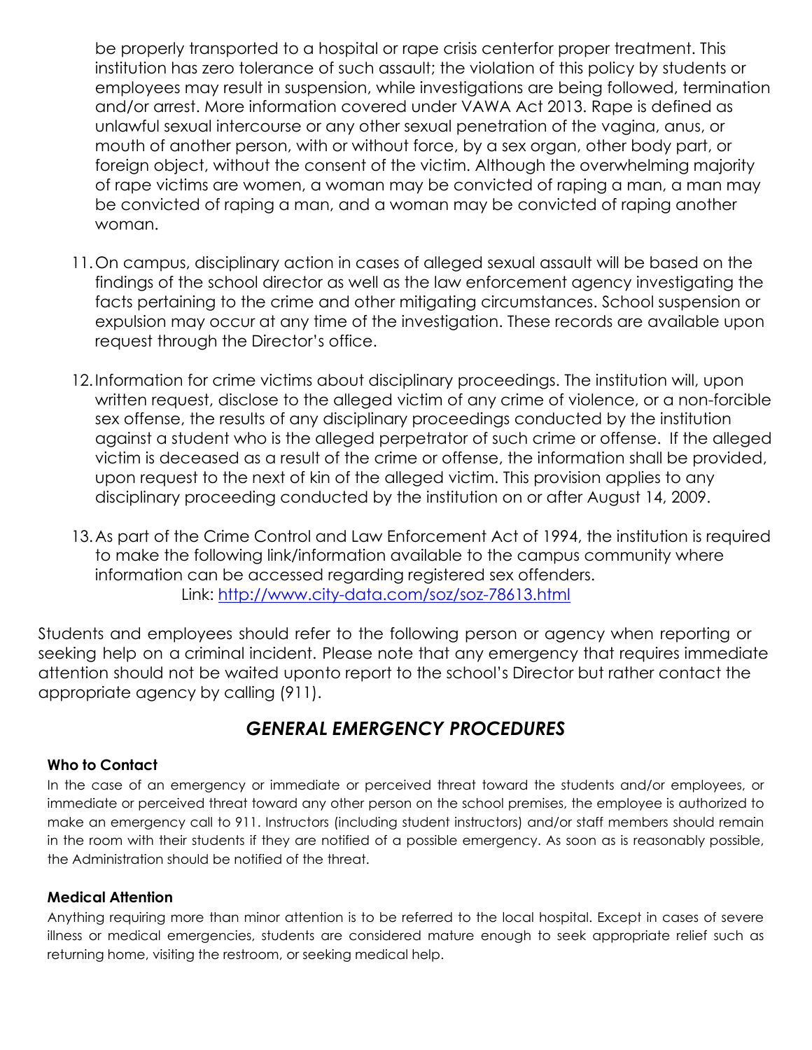be properly transported to a hospital or rape crisis centerfor proper treatment. This institution has zero tolerance of such assault; the violation of this policy by students or employees may result in suspension, while investigations are being followed, termination and/or arrest. More information covered under VAWA Act 2013. Rape is defined as unlawful sexual intercourse or any other sexual penetration of the vagina, anus, or mouth of another person, with or without force, by a sex organ, other body part, or foreign object, without the consent of the victim. Although the overwhelming majority of rape victims are women, a woman may be convicted of raping a man, a man may be convicted of raping a man, and a woman may be convicted of raping another woman.

11. On campus, disciplinary action in cases of alleged sexual assault will be based on the findings of the school director as well as the law enforcement agency investigating the facts pertaining to the crime and other mitigating circumstances. School suspension or expulsion may occur at any time of the investigation. These records are available upon request through the Director's office.

12. Information for crime victims about disciplinary proceedings. The institution will, upon written request, disclose to the alleged victim of any crime of violence, or a non-forcible sex offense, the results of any disciplinary proceedings conducted by the institution against a student who is the alleged perpetrator of such crime or offense. If the alleged victim is deceased as a result of the crime or offense, the information shall be provided, upon request to the next of kin of the alleged victim. This provision applies to any disciplinary proceeding conducted by the institution on or after August 14, 2009.

13. As part of the Crime Control and Law Enforcement Act of 1994, the institution is required to make the following link/information available to the campus community where information can be accessed regarding registered sex offenders.
    Link: [http://www.city-data.com/soz/soz-78613.html](http://www.city-data.com/soz/soz-78613.html)

Students and employees should refer to the following person or agency when reporting or seeking help on a criminal incident. Please note that any emergency that requires immediate attention should not be waited uponto report to the school's Director but rather contact the appropriate agency by calling (911).

## *GENERAL EMERGENCY PROCEDURES*

### Who to Contact

In the case of an emergency or immediate or perceived threat toward the students and/or employees, or immediate or perceived threat toward any other person on the school premises, the employee is authorized to make an emergency call to 911. Instructors (including student instructors) and/or staff members should remain in the room with their students if they are notified of a possible emergency. As soon as is reasonably possible, the Administration should be notified of the threat.

### Medical Attention

Anything requiring more than minor attention is to be referred to the local hospital. Except in cases of severe illness or medical emergencies, students are considered mature enough to seek appropriate relief such as returning home, visiting the restroom, or seeking medical help.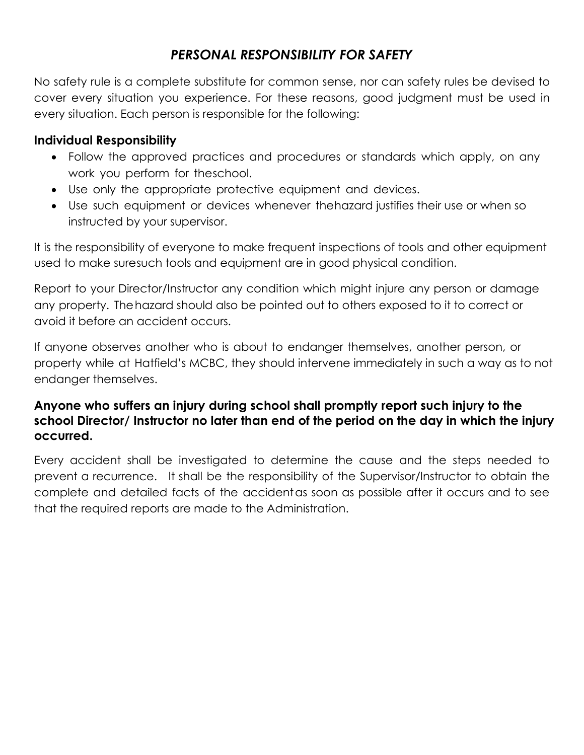## *PERSONAL RESPONSIBILITY FOR SAFETY*

No safety rule is a complete substitute for common sense, nor can safety rules be devised to cover every situation you experience. For these reasons, good judgment must be used in every situation. Each person is responsible for the following:

### Individual Responsibility

- Follow the approved practices and procedures or standards which apply, on any work you perform for theschool.
- Use only the appropriate protective equipment and devices.
- Use such equipment or devices whenever thehazard justifies their use or when so instructed by your supervisor.

It is the responsibility of everyone to make frequent inspections of tools and other equipment used to make suresuch tools and equipment are in good physical condition.

Report to your Director/Instructor any condition which might injure any person or damage any property. Thehazard should also be pointed out to others exposed to it to correct or avoid it before an accident occurs.

If anyone observes another who is about to endanger themselves, another person, or property while at Hatfield's MCBC, they should intervene immediately in such a way as to not endanger themselves.

**Anyone who suffers an injury during school shall promptly report such injury to the school Director/ Instructor no later than end of the period on the day in which the injury occurred.**

Every accident shall be investigated to determine the cause and the steps needed to prevent a recurrence. It shall be the responsibility of the Supervisor/Instructor to obtain the complete and detailed facts of the accidentas soon as possible after it occurs and to see that the required reports are made to the Administration.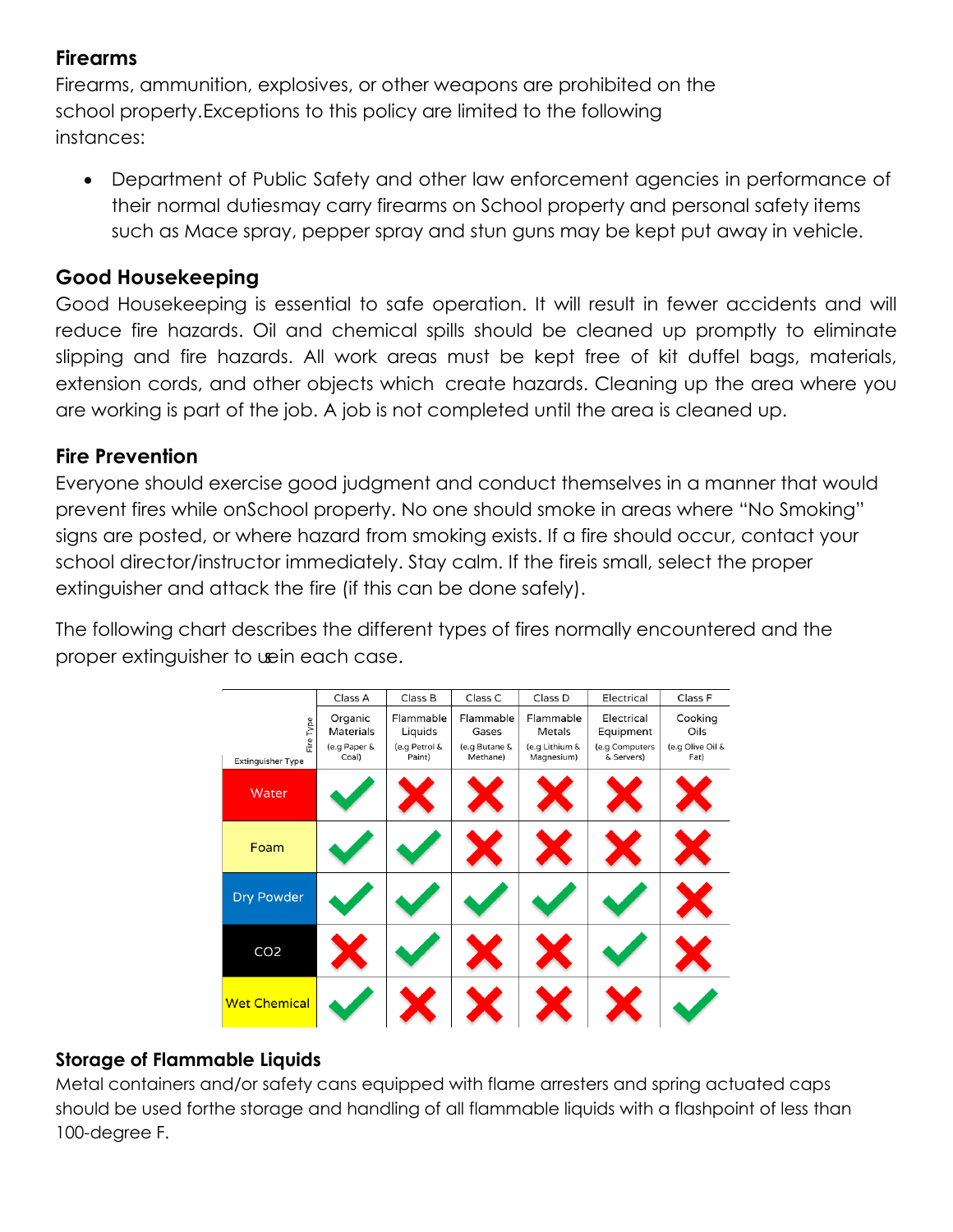### Firearms

Firearms, ammunition, explosives, or other weapons are prohibited on the school property.Exceptions to this policy are limited to the following instances:

- Department of Public Safety and other law enforcement agencies in performance of their normal dutiesmay carry firearms on School property and personal safety items such as Mace spray, pepper spray and stun guns may be kept put away in vehicle.

### Good Housekeeping

Good Housekeeping is essential to safe operation. It will result in fewer accidents and will reduce fire hazards. Oil and chemical spills should be cleaned up promptly to eliminate slipping and fire hazards. All work areas must be kept free of kit duffel bags, materials, extension cords, and other objects which create hazards. Cleaning up the area where you are working is part of the job. A job is not completed until the area is cleaned up.

### Fire Prevention

Everyone should exercise good judgment and conduct themselves in a manner that would prevent fires while onSchool property. No one should smoke in areas where "No Smoking" signs are posted, or where hazard from smoking exists. If a fire should occur, contact your school director/instructor immediately. Stay calm. If the fireis small, select the proper extinguisher and attack the fire (if this can be done safely).

The following chart describes the different types of fires normally encountered and the proper extinguisher to usein each case.

| Extinguisher Type / Fire Type | Class A<br>Organic Materials (e.g Paper & Coal) | Class B<br>Flammable Liquids (e.g Petrol & Paint) | Class C<br>Flammable Gases (e.g Butane & Methane) | Class D<br>Flammable Metals (e.g Lithium & Magnesium) | Electrical<br>Electrical Equipment (e.g Computers & Servers) | Class F<br>Cooking Oils (e.g Olive Oil & Fat) |
|---|---|---|---|---|---|---|
| Water | ✓ | ✗ | ✗ | ✗ | ✗ | ✗ |
| Foam | ✓ | ✓ | ✗ | ✗ | ✗ | ✗ |
| Dry Powder | ✓ | ✓ | ✓ | ✓ | ✓ | ✗ |
| CO2 | ✗ | ✓ | ✗ | ✗ | ✓ | ✗ |
| Wet Chemical | ✓ | ✗ | ✗ | ✗ | ✗ | ✓ |

### Storage of Flammable Liquids

Metal containers and/or safety cans equipped with flame arresters and spring actuated caps should be used forthe storage and handling of all flammable liquids with a flashpoint of less than 100-degree F.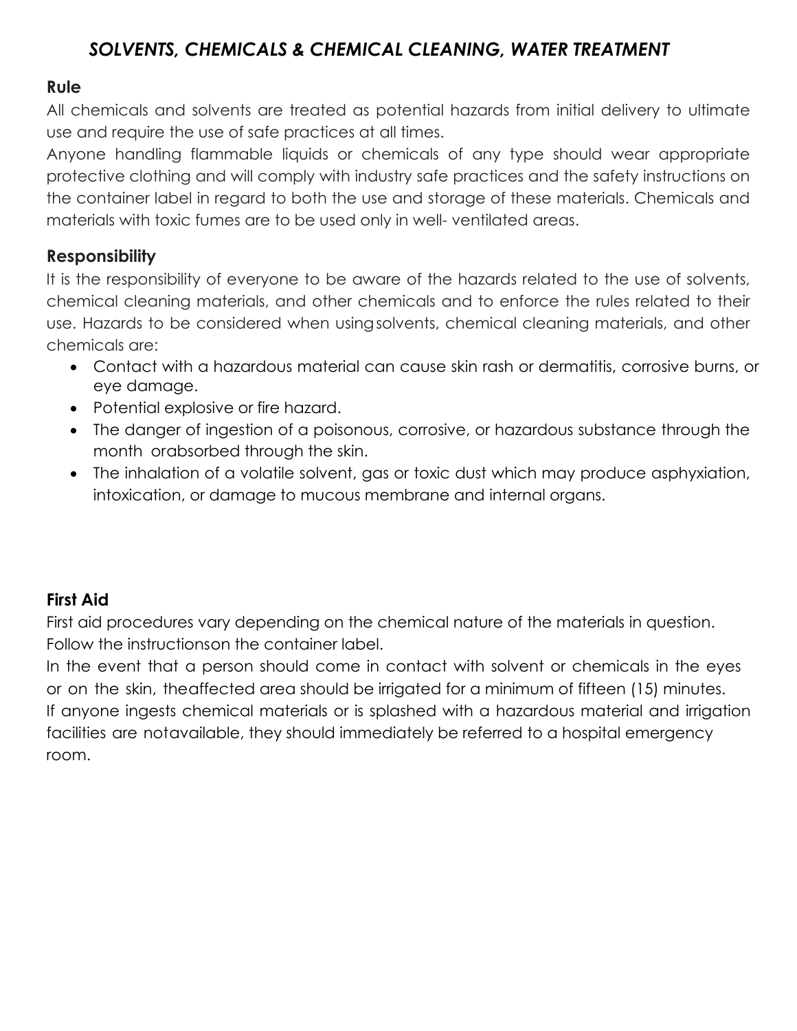# *SOLVENTS, CHEMICALS & CHEMICAL CLEANING, WATER TREATMENT*

## Rule

All chemicals and solvents are treated as potential hazards from initial delivery to ultimate use and require the use of safe practices at all times.

Anyone handling flammable liquids or chemicals of any type should wear appropriate protective clothing and will comply with industry safe practices and the safety instructions on the container label in regard to both the use and storage of these materials. Chemicals and materials with toxic fumes are to be used only in well- ventilated areas.

## Responsibility

It is the responsibility of everyone to be aware of the hazards related to the use of solvents, chemical cleaning materials, and other chemicals and to enforce the rules related to their use. Hazards to be considered when using solvents, chemical cleaning materials, and other chemicals are:

- Contact with a hazardous material can cause skin rash or dermatitis, corrosive burns, or eye damage.
- Potential explosive or fire hazard.
- The danger of ingestion of a poisonous, corrosive, or hazardous substance through the month orabsorbed through the skin.
- The inhalation of a volatile solvent, gas or toxic dust which may produce asphyxiation, intoxication, or damage to mucous membrane and internal organs.

## First Aid

First aid procedures vary depending on the chemical nature of the materials in question. Follow the instructionson the container label.

In the event that a person should come in contact with solvent or chemicals in the eyes or on the skin, theaffected area should be irrigated for a minimum of fifteen (15) minutes.

If anyone ingests chemical materials or is splashed with a hazardous material and irrigation facilities are notavailable, they should immediately be referred to a hospital emergency room.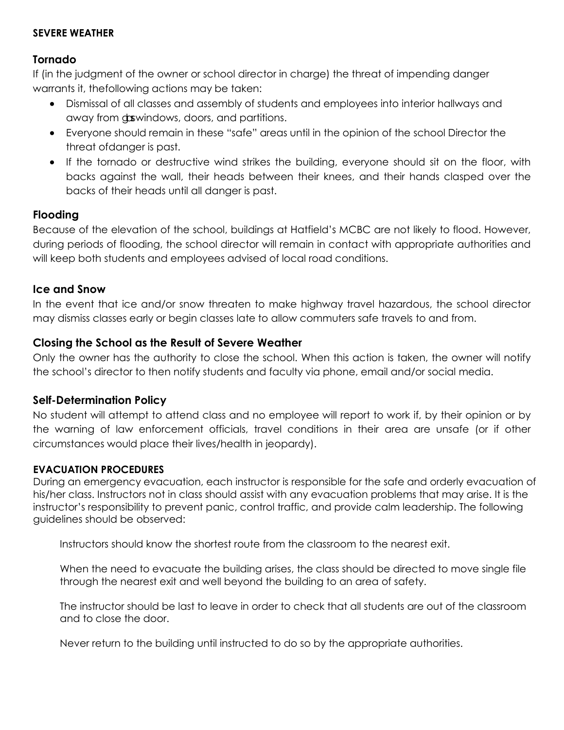**SEVERE WEATHER**

## Tornado

If (in the judgment of the owner or school director in charge) the threat of impending danger warrants it, thefollowing actions may be taken:

- Dismissal of all classes and assembly of students and employees into interior hallways and away from glasswindows, doors, and partitions.
- Everyone should remain in these "safe" areas until in the opinion of the school Director the threat ofdanger is past.
- If the tornado or destructive wind strikes the building, everyone should sit on the floor, with backs against the wall, their heads between their knees, and their hands clasped over the backs of their heads until all danger is past.

## Flooding

Because of the elevation of the school, buildings at Hatfield's MCBC are not likely to flood. However, during periods of flooding, the school director will remain in contact with appropriate authorities and will keep both students and employees advised of local road conditions.

## Ice and Snow

In the event that ice and/or snow threaten to make highway travel hazardous, the school director may dismiss classes early or begin classes late to allow commuters safe travels to and from.

## Closing the School as the Result of Severe Weather

Only the owner has the authority to close the school. When this action is taken, the owner will notify the school's director to then notify students and faculty via phone, email and/or social media.

## Self-Determination Policy

No student will attempt to attend class and no employee will report to work if, by their opinion or by the warning of law enforcement officials, travel conditions in their area are unsafe (or if other circumstances would place their lives/health in jeopardy).

**EVACUATION PROCEDURES**

During an emergency evacuation, each instructor is responsible for the safe and orderly evacuation of his/her class. Instructors not in class should assist with any evacuation problems that may arise. It is the instructor's responsibility to prevent panic, control traffic, and provide calm leadership. The following guidelines should be observed:

Instructors should know the shortest route from the classroom to the nearest exit.

When the need to evacuate the building arises, the class should be directed to move single file through the nearest exit and well beyond the building to an area of safety.

The instructor should be last to leave in order to check that all students are out of the classroom and to close the door.

Never return to the building until instructed to do so by the appropriate authorities.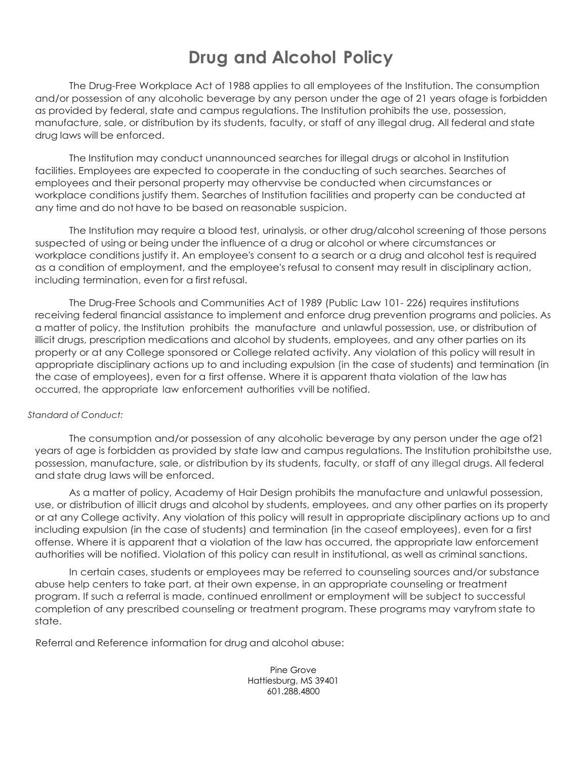# Drug and Alcohol Policy

The Drug-Free Workplace Act of 1988 applies to all employees of the Institution. The consumption and/or possession of any alcoholic beverage by any person under the age of 21 years ofage is forbidden as provided by federal, state and campus regulations. The Institution prohibits the use, possession, manufacture, sale, or distribution by its students, faculty, or staff of any illegal drug. All federal and state drug laws will be enforced.

The Institution may conduct unannounced searches for illegal drugs or alcohol in Institution facilities. Employees are expected to cooperate in the conducting of such searches. Searches of employees and their personal property may othervvise be conducted when circumstances or workplace conditions justify them. Searches of Institution facilities and property can be conducted at any time and do not have to be based on reasonable suspicion.

The Institution may require a blood test, urinalysis, or other drug/alcohol screening of those persons suspected of using or being under the influence of a drug or alcohol or where circumstances or workplace conditions justify it. An employee's consent to a search or a drug and alcohol test is required as a condition of employment, and the employee's refusal to consent may result in disciplinary action, including termination, even for a first refusal.

The Drug-Free Schools and Communities Act of 1989 (Public Law 101- 226) requires institutions receiving federal financial assistance to implement and enforce drug prevention programs and policies. As a matter of policy, the Institution prohibits the manufacture and unlawful possession, use, or distribution of illicit drugs, prescription medications and alcohol by students, employees, and any other parties on its property or at any College sponsored or College related activity. Any violation of this policy will result in appropriate disciplinary actions up to and including expulsion (in the case of students) and termination (in the case of employees), even for a first offense. Where it is apparent thata violation of the law has occurred, the appropriate law enforcement authorities vvill be notified.

*Standard of Conduct:*

The consumption and/or possession of any alcoholic beverage by any person under the age of21 years of age is forbidden as provided by state law and campus regulations. The Institution prohibitsthe use, possession, manufacture, sale, or distribution by its students, faculty, or staff of any illegal drugs. All federal and state drug laws will be enforced.

As a matter of policy, Academy of Hair Design prohibits the manufacture and unlawful possession, use, or distribution of illicit drugs and alcohol by students, employees, and any other parties on its property or at any College activity. Any violation of this policy will result in appropriate disciplinary actions up to and including expulsion (in the case of students) and termination (in the caseof employees), even for a first offense. Where it is apparent that a violation of the law has occurred, the appropriate law enforcement authorities will be notified. Violation of this policy can result in institutional, as well as criminal sanctions.

In certain cases, students or employees may be referred to counseling sources and/or substance abuse help centers to take part, at their own expense, in an appropriate counseling or treatment program. If such a referral is made, continued enrollment or employment will be subject to successful completion of any prescribed counseling or treatment program. These programs may varyfrom state to state.

Referral and Reference information for drug and alcohol abuse:

Pine Grove
Hattiesburg, MS 39401
601.288.4800